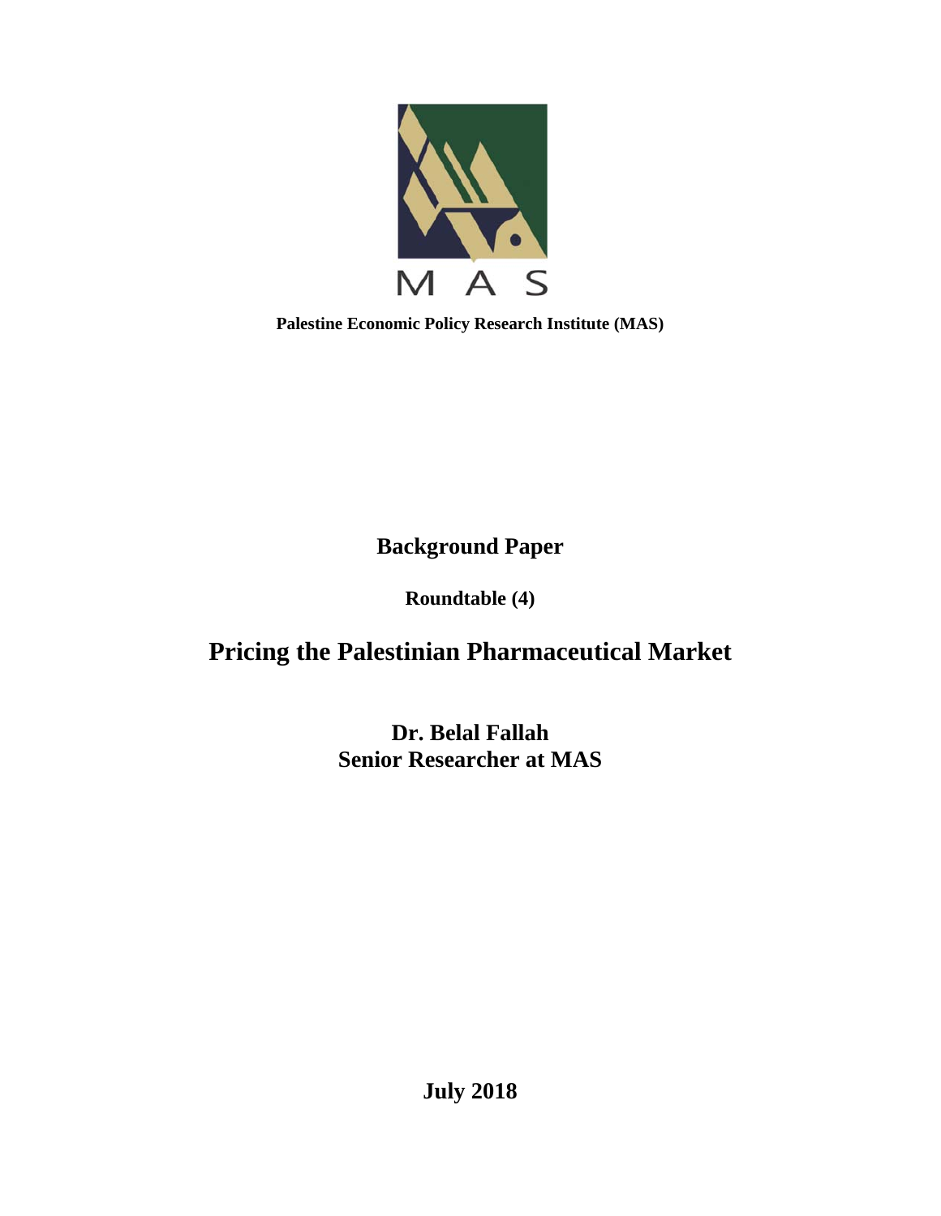MAS

**Palestine Economic Policy Research Institute (MAS)**

## Background Paper

**Roundtable (4)**

# Pricing the Palestinian Pharmaceutical Market

**Dr. Belal Fallah**
**Senior Researcher at MAS**

**July 2018**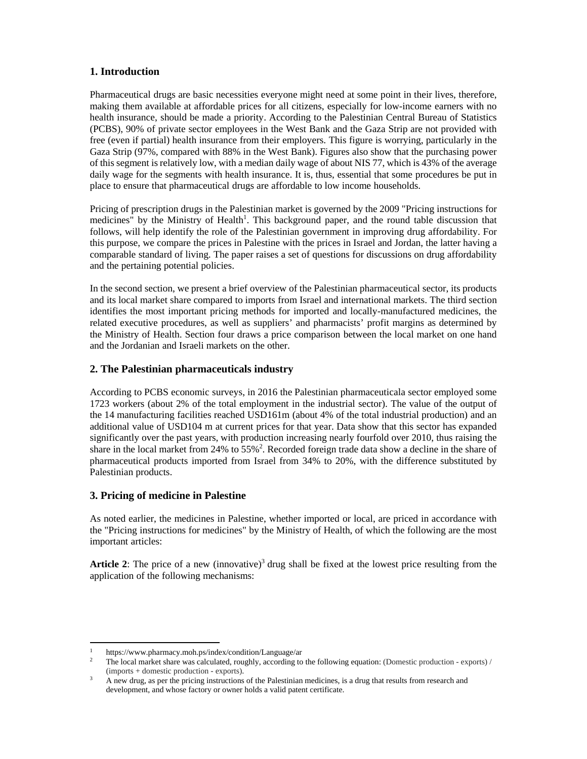## 1. Introduction

Pharmaceutical drugs are basic necessities everyone might need at some point in their lives, therefore, making them available at affordable prices for all citizens, especially for low-income earners with no health insurance, should be made a priority. According to the Palestinian Central Bureau of Statistics (PCBS), 90% of private sector employees in the West Bank and the Gaza Strip are not provided with free (even if partial) health insurance from their employers. This figure is worrying, particularly in the Gaza Strip (97%, compared with 88% in the West Bank). Figures also show that the purchasing power of this segment is relatively low, with a median daily wage of about NIS 77, which is 43% of the average daily wage for the segments with health insurance. It is, thus, essential that some procedures be put in place to ensure that pharmaceutical drugs are affordable to low income households.

Pricing of prescription drugs in the Palestinian market is governed by the 2009 "Pricing instructions for medicines" by the Ministry of Health[1]. This background paper, and the round table discussion that follows, will help identify the role of the Palestinian government in improving drug affordability. For this purpose, we compare the prices in Palestine with the prices in Israel and Jordan, the latter having a comparable standard of living. The paper raises a set of questions for discussions on drug affordability and the pertaining potential policies.

In the second section, we present a brief overview of the Palestinian pharmaceutical sector, its products and its local market share compared to imports from Israel and international markets. The third section identifies the most important pricing methods for imported and locally-manufactured medicines, the related executive procedures, as well as suppliers' and pharmacists' profit margins as determined by the Ministry of Health. Section four draws a price comparison between the local market on one hand and the Jordanian and Israeli markets on the other.

## 2. The Palestinian pharmaceuticals industry

According to PCBS economic surveys, in 2016 the Palestinian pharmaceuticala sector employed some 1723 workers (about 2% of the total employment in the industrial sector). The value of the output of the 14 manufacturing facilities reached USD161m (about 4% of the total industrial production) and an additional value of USD104 m at current prices for that year. Data show that this sector has expanded significantly over the past years, with production increasing nearly fourfold over 2010, thus raising the share in the local market from 24% to 55%[2]. Recorded foreign trade data show a decline in the share of pharmaceutical products imported from Israel from 34% to 20%, with the difference substituted by Palestinian products.

## 3. Pricing of medicine in Palestine

As noted earlier, the medicines in Palestine, whether imported or local, are priced in accordance with the "Pricing instructions for medicines" by the Ministry of Health, of which the following are the most important articles:

**Article 2**: The price of a new (innovative)[3] drug shall be fixed at the lowest price resulting from the application of the following mechanisms:

---

[1] https://www.pharmacy.moh.ps/index/condition/Language/ar

[2] The local market share was calculated, roughly, according to the following equation: (Domestic production - exports) / (imports + domestic production - exports).

[3] A new drug, as per the pricing instructions of the Palestinian medicines, is a drug that results from research and development, and whose factory or owner holds a valid patent certificate.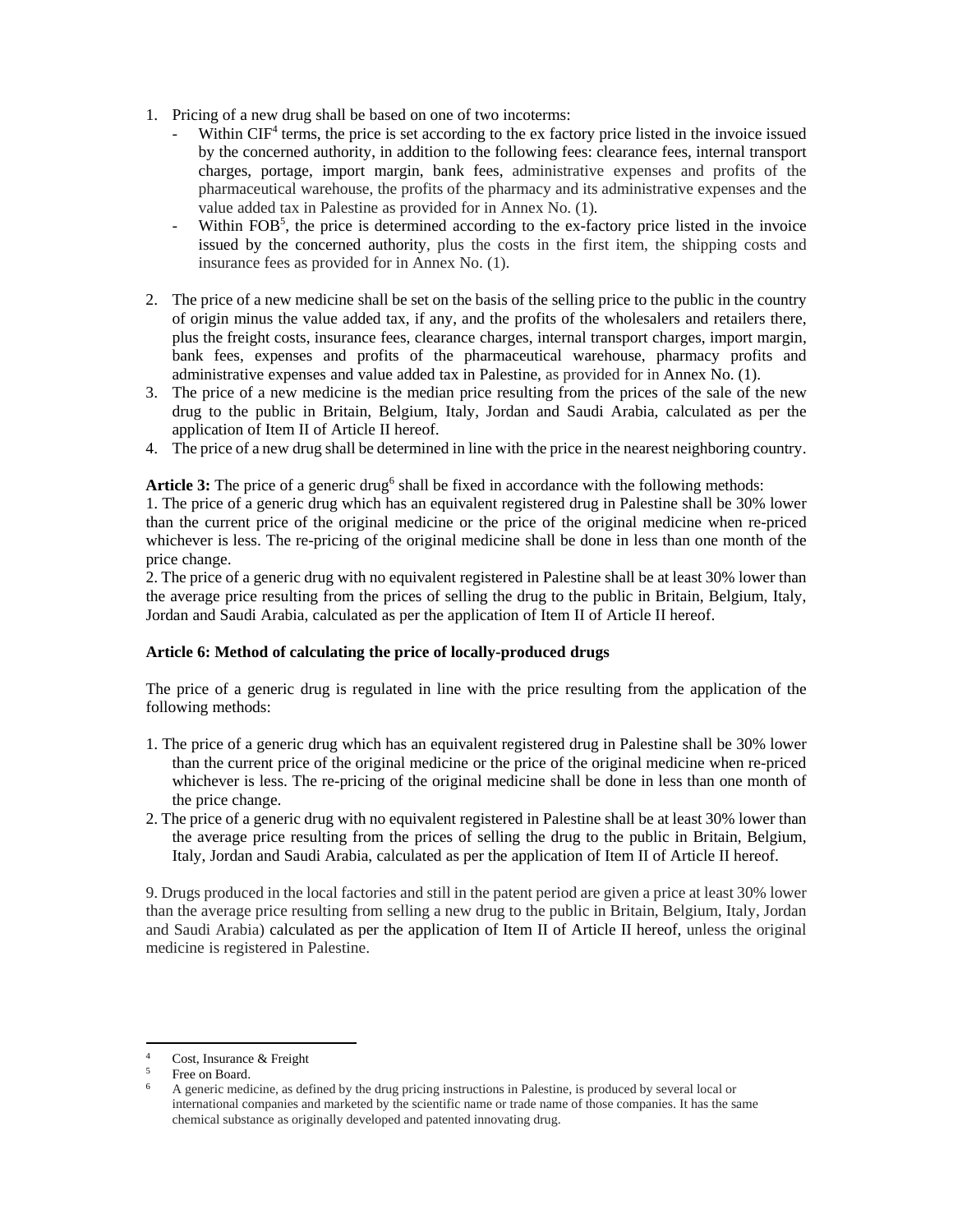1. Pricing of a new drug shall be based on one of two incoterms:
   - Within CIF[4] terms, the price is set according to the ex factory price listed in the invoice issued by the concerned authority, in addition to the following fees: clearance fees, internal transport charges, portage, import margin, bank fees, administrative expenses and profits of the pharmaceutical warehouse, the profits of the pharmacy and its administrative expenses and the value added tax in Palestine as provided for in Annex No. (1).
   - Within FOB[5], the price is determined according to the ex-factory price listed in the invoice issued by the concerned authority, plus the costs in the first item, the shipping costs and insurance fees as provided for in Annex No. (1).

2. The price of a new medicine shall be set on the basis of the selling price to the public in the country of origin minus the value added tax, if any, and the profits of the wholesalers and retailers there, plus the freight costs, insurance fees, clearance charges, internal transport charges, import margin, bank fees, expenses and profits of the pharmaceutical warehouse, pharmacy profits and administrative expenses and value added tax in Palestine, as provided for in Annex No. (1).
3. The price of a new medicine is the median price resulting from the prices of the sale of the new drug to the public in Britain, Belgium, Italy, Jordan and Saudi Arabia, calculated as per the application of Item II of Article II hereof.
4. The price of a new drug shall be determined in line with the price in the nearest neighboring country.

**Article 3:** The price of a generic drug[6] shall be fixed in accordance with the following methods:
1. The price of a generic drug which has an equivalent registered drug in Palestine shall be 30% lower than the current price of the original medicine or the price of the original medicine when re-priced whichever is less. The re-pricing of the original medicine shall be done in less than one month of the price change.
2. The price of a generic drug with no equivalent registered in Palestine shall be at least 30% lower than the average price resulting from the prices of selling the drug to the public in Britain, Belgium, Italy, Jordan and Saudi Arabia, calculated as per the application of Item II of Article II hereof.

**Article 6: Method of calculating the price of locally-produced drugs**

The price of a generic drug is regulated in line with the price resulting from the application of the following methods:

1. The price of a generic drug which has an equivalent registered drug in Palestine shall be 30% lower than the current price of the original medicine or the price of the original medicine when re-priced whichever is less. The re-pricing of the original medicine shall be done in less than one month of the price change.
2. The price of a generic drug with no equivalent registered in Palestine shall be at least 30% lower than the average price resulting from the prices of selling the drug to the public in Britain, Belgium, Italy, Jordan and Saudi Arabia, calculated as per the application of Item II of Article II hereof.

9. Drugs produced in the local factories and still in the patent period are given a price at least 30% lower than the average price resulting from selling a new drug to the public in Britain, Belgium, Italy, Jordan and Saudi Arabia) calculated as per the application of Item II of Article II hereof, unless the original medicine is registered in Palestine.

---

[4] Cost, Insurance & Freight

[5] Free on Board.

[6] A generic medicine, as defined by the drug pricing instructions in Palestine, is produced by several local or international companies and marketed by the scientific name or trade name of those companies. It has the same chemical substance as originally developed and patented innovating drug.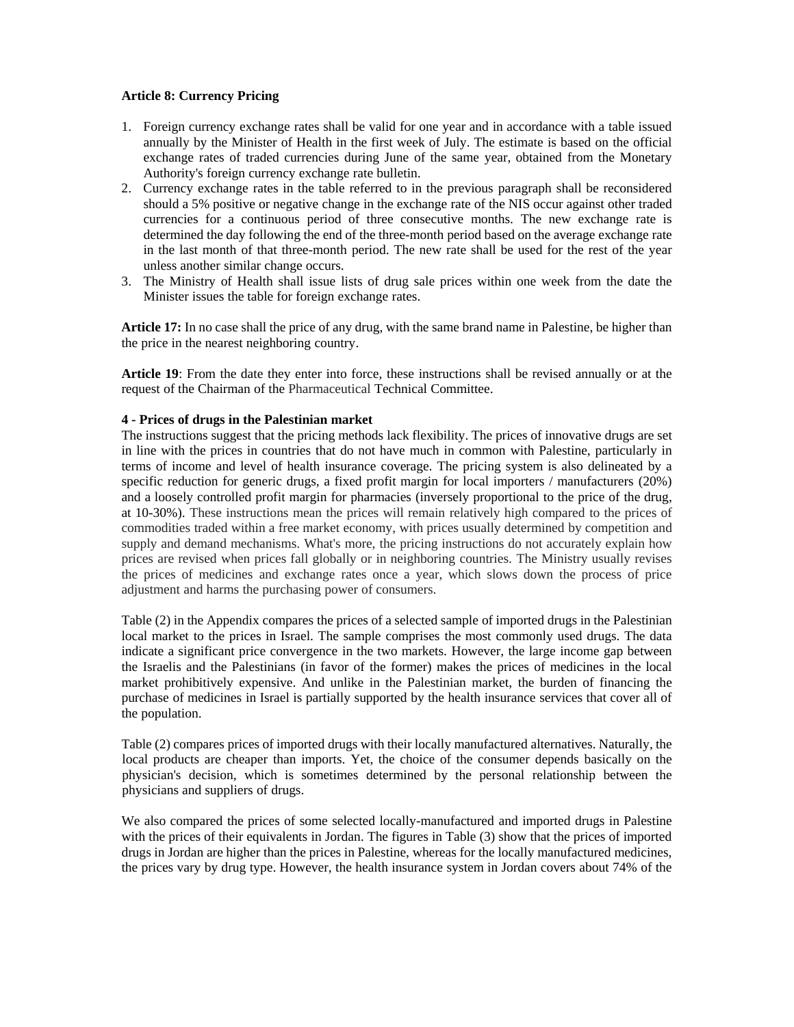**Article 8: Currency Pricing**

1. Foreign currency exchange rates shall be valid for one year and in accordance with a table issued annually by the Minister of Health in the first week of July. The estimate is based on the official exchange rates of traded currencies during June of the same year, obtained from the Monetary Authority's foreign currency exchange rate bulletin.
2. Currency exchange rates in the table referred to in the previous paragraph shall be reconsidered should a 5% positive or negative change in the exchange rate of the NIS occur against other traded currencies for a continuous period of three consecutive months. The new exchange rate is determined the day following the end of the three-month period based on the average exchange rate in the last month of that three-month period. The new rate shall be used for the rest of the year unless another similar change occurs.
3. The Ministry of Health shall issue lists of drug sale prices within one week from the date the Minister issues the table for foreign exchange rates.

**Article 17:** In no case shall the price of any drug, with the same brand name in Palestine, be higher than the price in the nearest neighboring country.

**Article 19**: From the date they enter into force, these instructions shall be revised annually or at the request of the Chairman of the Pharmaceutical Technical Committee.

**4 - Prices of drugs in the Palestinian market**

The instructions suggest that the pricing methods lack flexibility. The prices of innovative drugs are set in line with the prices in countries that do not have much in common with Palestine, particularly in terms of income and level of health insurance coverage. The pricing system is also delineated by a specific reduction for generic drugs, a fixed profit margin for local importers / manufacturers (20%) and a loosely controlled profit margin for pharmacies (inversely proportional to the price of the drug, at 10-30%). These instructions mean the prices will remain relatively high compared to the prices of commodities traded within a free market economy, with prices usually determined by competition and supply and demand mechanisms. What's more, the pricing instructions do not accurately explain how prices are revised when prices fall globally or in neighboring countries. The Ministry usually revises the prices of medicines and exchange rates once a year, which slows down the process of price adjustment and harms the purchasing power of consumers.

Table (2) in the Appendix compares the prices of a selected sample of imported drugs in the Palestinian local market to the prices in Israel. The sample comprises the most commonly used drugs. The data indicate a significant price convergence in the two markets. However, the large income gap between the Israelis and the Palestinians (in favor of the former) makes the prices of medicines in the local market prohibitively expensive. And unlike in the Palestinian market, the burden of financing the purchase of medicines in Israel is partially supported by the health insurance services that cover all of the population.

Table (2) compares prices of imported drugs with their locally manufactured alternatives. Naturally, the local products are cheaper than imports. Yet, the choice of the consumer depends basically on the physician's decision, which is sometimes determined by the personal relationship between the physicians and suppliers of drugs.

We also compared the prices of some selected locally-manufactured and imported drugs in Palestine with the prices of their equivalents in Jordan. The figures in Table (3) show that the prices of imported drugs in Jordan are higher than the prices in Palestine, whereas for the locally manufactured medicines, the prices vary by drug type. However, the health insurance system in Jordan covers about 74% of the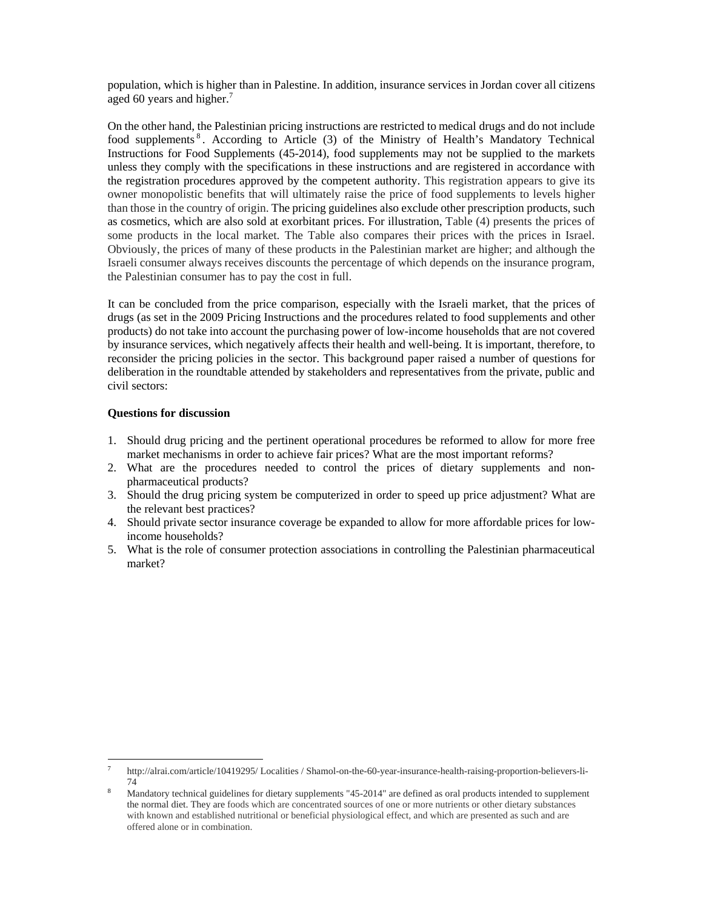population, which is higher than in Palestine. In addition, insurance services in Jordan cover all citizens aged 60 years and higher.[7]

On the other hand, the Palestinian pricing instructions are restricted to medical drugs and do not include food supplements[8]. According to Article (3) of the Ministry of Health's Mandatory Technical Instructions for Food Supplements (45-2014), food supplements may not be supplied to the markets unless they comply with the specifications in these instructions and are registered in accordance with the registration procedures approved by the competent authority. This registration appears to give its owner monopolistic benefits that will ultimately raise the price of food supplements to levels higher than those in the country of origin. The pricing guidelines also exclude other prescription products, such as cosmetics, which are also sold at exorbitant prices. For illustration, Table (4) presents the prices of some products in the local market. The Table also compares their prices with the prices in Israel. Obviously, the prices of many of these products in the Palestinian market are higher; and although the Israeli consumer always receives discounts the percentage of which depends on the insurance program, the Palestinian consumer has to pay the cost in full.

It can be concluded from the price comparison, especially with the Israeli market, that the prices of drugs (as set in the 2009 Pricing Instructions and the procedures related to food supplements and other products) do not take into account the purchasing power of low-income households that are not covered by insurance services, which negatively affects their health and well-being. It is important, therefore, to reconsider the pricing policies in the sector. This background paper raised a number of questions for deliberation in the roundtable attended by stakeholders and representatives from the private, public and civil sectors:

**Questions for discussion**

1. Should drug pricing and the pertinent operational procedures be reformed to allow for more free market mechanisms in order to achieve fair prices? What are the most important reforms?
2. What are the procedures needed to control the prices of dietary supplements and non-pharmaceutical products?
3. Should the drug pricing system be computerized in order to speed up price adjustment? What are the relevant best practices?
4. Should private sector insurance coverage be expanded to allow for more affordable prices for low-income households?
5. What is the role of consumer protection associations in controlling the Palestinian pharmaceutical market?

---

[7] http://alrai.com/article/10419295/ Localities / Shamol-on-the-60-year-insurance-health-raising-proportion-believers-li-74

[8] Mandatory technical guidelines for dietary supplements "45-2014" are defined as oral products intended to supplement the normal diet. They are foods which are concentrated sources of one or more nutrients or other dietary substances with known and established nutritional or beneficial physiological effect, and which are presented as such and are offered alone or in combination.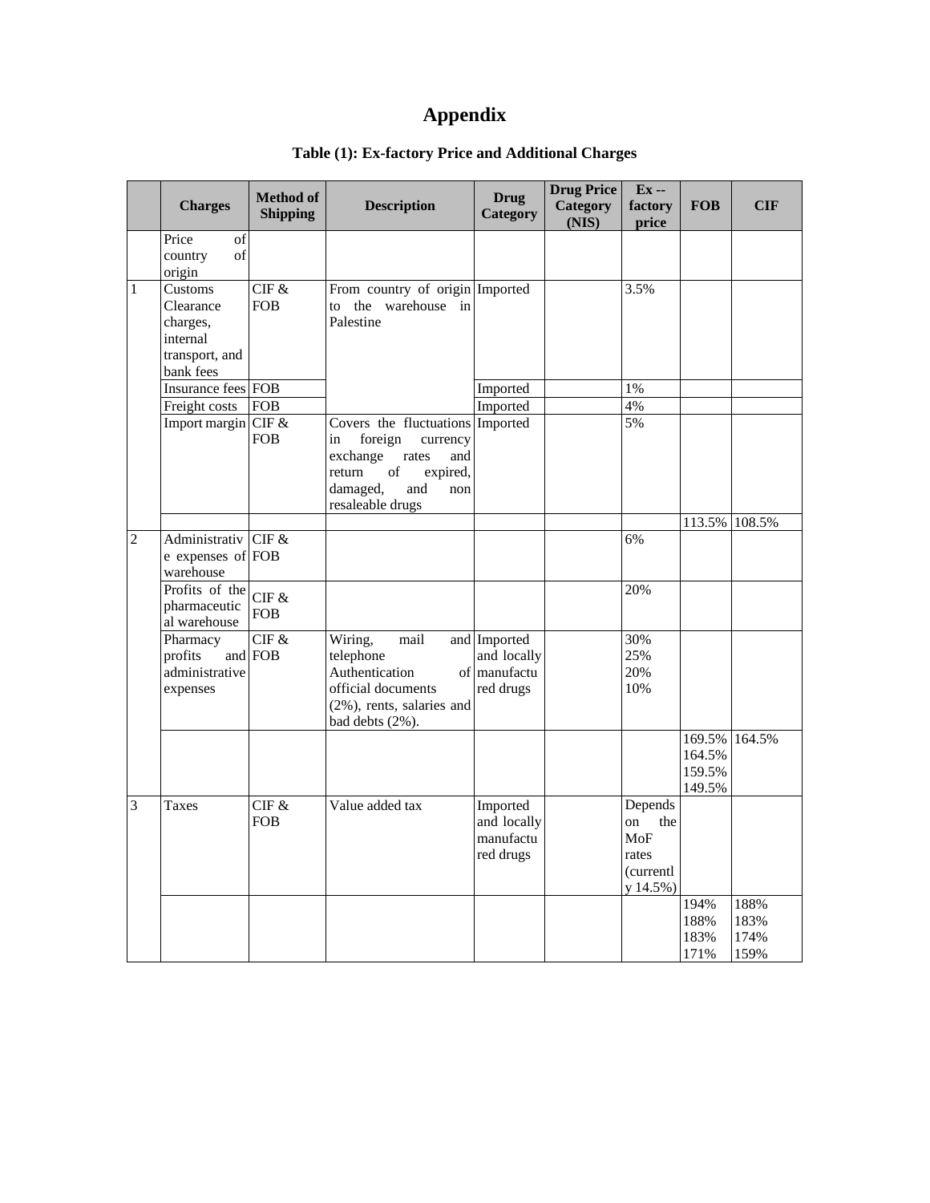# Appendix

**Table (1): Ex-factory Price and Additional Charges**

| | Charges | Method of Shipping | Description | Drug Category | Drug Price Category (NIS) | Ex -- factory price | FOB | CIF |
|---|---|---|---|---|---|---|---|---|
| | Price of country of origin | | | | | | | |
| 1 | Customs Clearance charges, internal transport, and bank fees | CIF & FOB | From country of origin to the warehouse in Palestine | Imported | | 3.5% | | |
| | Insurance fees | FOB | | Imported | | 1% | | |
| | Freight costs | FOB | | Imported | | 4% | | |
| | Import margin | CIF & FOB | Covers the fluctuations in foreign currency exchange rates and return of expired, damaged, and non resaleable drugs | Imported | | 5% | | |
| | | | | | | | 113.5% | 108.5% |
| 2 | Administrative expenses of warehouse | CIF & FOB | | | | 6% | | |
| | Profits of the pharmaceutical warehouse | CIF & FOB | | | | 20% | | |
| | Pharmacy profits and administrative expenses | CIF & FOB | Wiring, mail and telephone Authentication of official documents (2%), rents, salaries and bad debts (2%). | Imported and locally manufactured drugs | | 30%<br>25%<br>20%<br>10% | | |
| | | | | | | | 169.5%<br>164.5%<br>159.5%<br>149.5% | 164.5% |
| 3 | Taxes | CIF & FOB | Value added tax | Imported and locally manufactured drugs | | Depends on the MoF rates (currently 14.5%) | | |
| | | | | | | | 194%<br>188%<br>183%<br>171% | 188%<br>183%<br>174%<br>159% |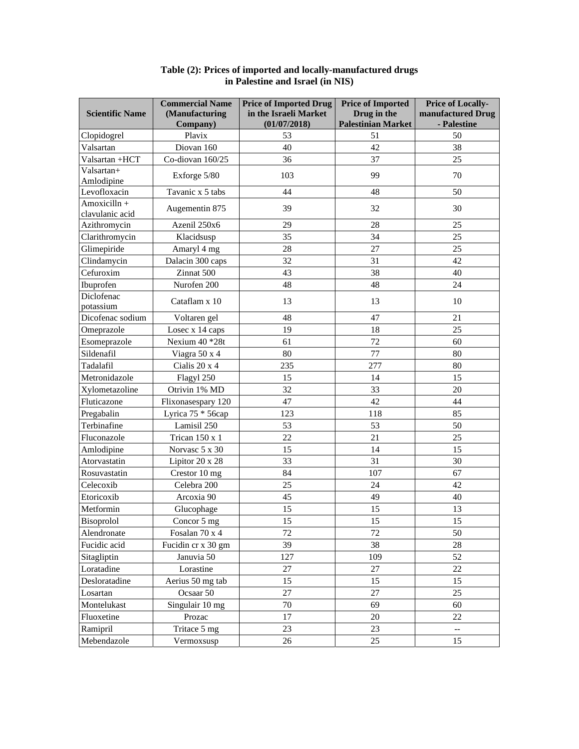**Table (2): Prices of imported and locally-manufactured drugs in Palestine and Israel (in NIS)**

| Scientific Name | Commercial Name (Manufacturing Company) | Price of Imported Drug in the Israeli Market (01/07/2018) | Price of Imported Drug in the Palestinian Market | Price of Locally-manufactured Drug - Palestine |
|---|---|---|---|---|
| Clopidogrel | Plavix | 53 | 51 | 50 |
| Valsartan | Diovan 160 | 40 | 42 | 38 |
| Valsartan +HCT | Co-diovan 160/25 | 36 | 37 | 25 |
| Valsartan+ Amlodipine | Exforge 5/80 | 103 | 99 | 70 |
| Levofloxacin | Tavanic x 5 tabs | 44 | 48 | 50 |
| Amoxicilln + clavulanic acid | Augementin 875 | 39 | 32 | 30 |
| Azithromycin | Azenil 250x6 | 29 | 28 | 25 |
| Clarithromycin | Klacidsusp | 35 | 34 | 25 |
| Glimepiride | Amaryl 4 mg | 28 | 27 | 25 |
| Clindamycin | Dalacin 300 caps | 32 | 31 | 42 |
| Cefuroxim | Zinnat 500 | 43 | 38 | 40 |
| Ibuprofen | Nurofen 200 | 48 | 48 | 24 |
| Diclofenac potassium | Cataflam x 10 | 13 | 13 | 10 |
| Dicofenac sodium | Voltaren gel | 48 | 47 | 21 |
| Omeprazole | Losec x 14 caps | 19 | 18 | 25 |
| Esomeprazole | Nexium 40 *28t | 61 | 72 | 60 |
| Sildenafil | Viagra 50 x 4 | 80 | 77 | 80 |
| Tadalafil | Cialis 20 x 4 | 235 | 277 | 80 |
| Metronidazole | Flagyl 250 | 15 | 14 | 15 |
| Xylometazoline | Otrivin 1% MD | 32 | 33 | 20 |
| Fluticazone | Flixonasespary 120 | 47 | 42 | 44 |
| Pregabalin | Lyrica 75 * 56cap | 123 | 118 | 85 |
| Terbinafine | Lamisil 250 | 53 | 53 | 50 |
| Fluconazole | Trican 150 x 1 | 22 | 21 | 25 |
| Amlodipine | Norvasc 5 x 30 | 15 | 14 | 15 |
| Atorvastatin | Lipitor 20 x 28 | 33 | 31 | 30 |
| Rosuvastatin | Crestor 10 mg | 84 | 107 | 67 |
| Celecoxib | Celebra 200 | 25 | 24 | 42 |
| Etoricoxib | Arcoxia 90 | 45 | 49 | 40 |
| Metformin | Glucophage | 15 | 15 | 13 |
| Bisoprolol | Concor 5 mg | 15 | 15 | 15 |
| Alendronate | Fosalan 70 x 4 | 72 | 72 | 50 |
| Fucidic acid | Fucidin cr x 30 gm | 39 | 38 | 28 |
| Sitagliptin | Januvia 50 | 127 | 109 | 52 |
| Loratadine | Lorastine | 27 | 27 | 22 |
| Desloratadine | Aerius 50 mg tab | 15 | 15 | 15 |
| Losartan | Ocsaar 50 | 27 | 27 | 25 |
| Montelukast | Singulair 10 mg | 70 | 69 | 60 |
| Fluoxetine | Prozac | 17 | 20 | 22 |
| Ramipril | Tritace 5 mg | 23 | 23 | -- |
| Mebendazole | Vermoxsusp | 26 | 25 | 15 |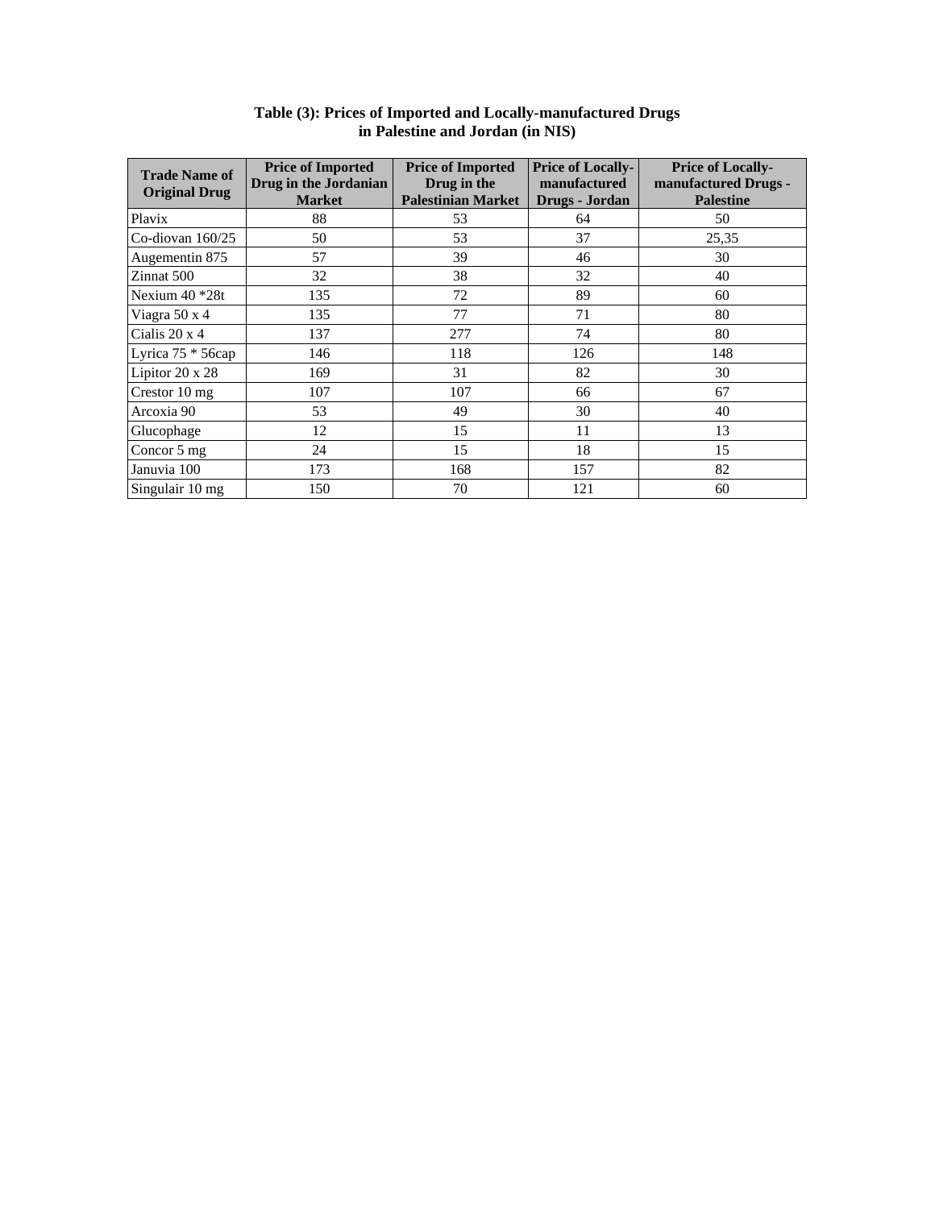**Table (3): Prices of Imported and Locally-manufactured Drugs in Palestine and Jordan (in NIS)**

| Trade Name of Original Drug | Price of Imported Drug in the Jordanian Market | Price of Imported Drug in the Palestinian Market | Price of Locally-manufactured Drugs - Jordan | Price of Locally-manufactured Drugs - Palestine |
|---|---|---|---|---|
| Plavix | 88 | 53 | 64 | 50 |
| Co-diovan 160/25 | 50 | 53 | 37 | 25,35 |
| Augementin 875 | 57 | 39 | 46 | 30 |
| Zinnat 500 | 32 | 38 | 32 | 40 |
| Nexium 40 *28t | 135 | 72 | 89 | 60 |
| Viagra 50 x 4 | 135 | 77 | 71 | 80 |
| Cialis 20 x 4 | 137 | 277 | 74 | 80 |
| Lyrica 75 * 56cap | 146 | 118 | 126 | 148 |
| Lipitor 20 x 28 | 169 | 31 | 82 | 30 |
| Crestor 10 mg | 107 | 107 | 66 | 67 |
| Arcoxia 90 | 53 | 49 | 30 | 40 |
| Glucophage | 12 | 15 | 11 | 13 |
| Concor 5 mg | 24 | 15 | 18 | 15 |
| Januvia 100 | 173 | 168 | 157 | 82 |
| Singulair 10 mg | 150 | 70 | 121 | 60 |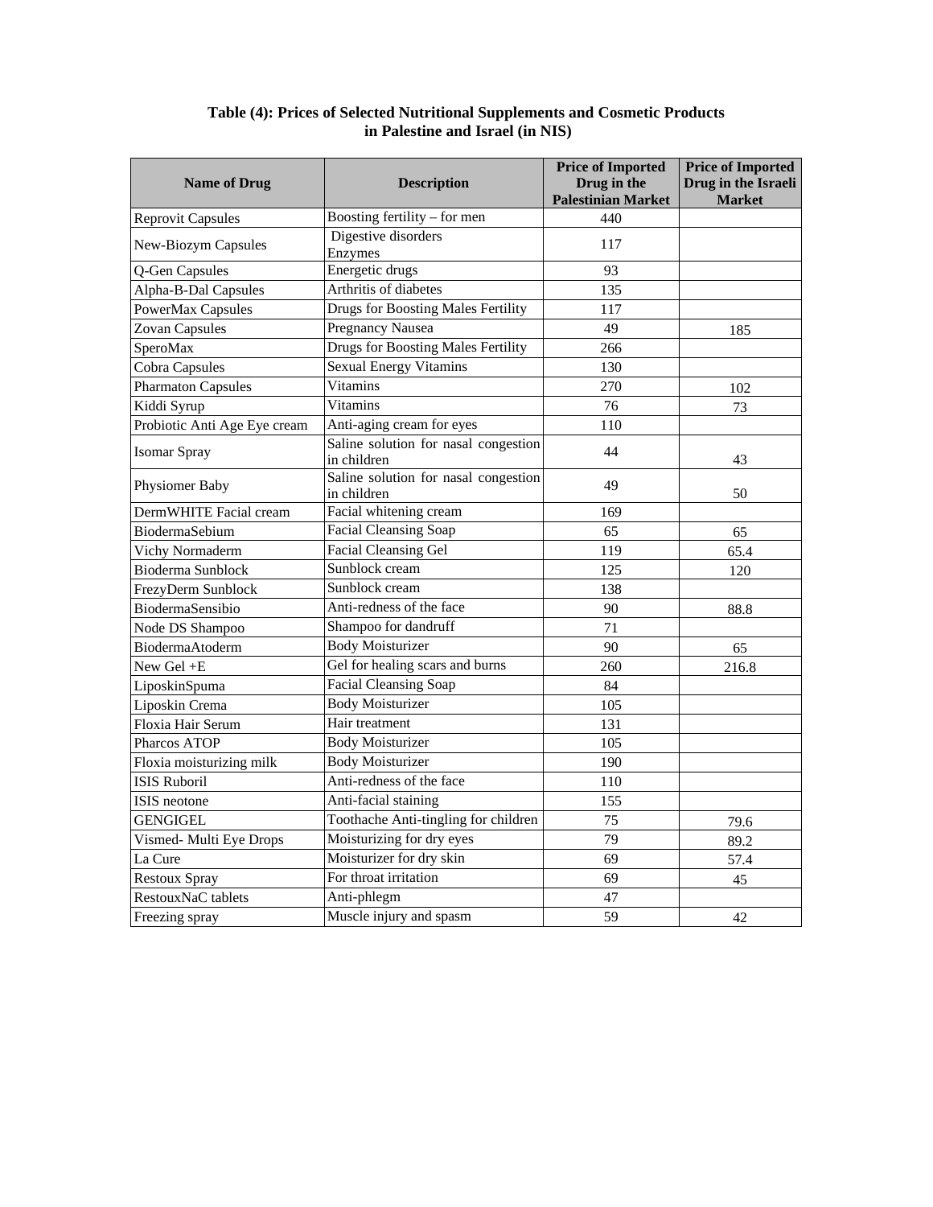**Table (4): Prices of Selected Nutritional Supplements and Cosmetic Products in Palestine and Israel (in NIS)**

| Name of Drug | Description | Price of Imported Drug in the Palestinian Market | Price of Imported Drug in the Israeli Market |
|---|---|---|---|
| Reprovit Capsules | Boosting fertility – for men | 440 | |
| New-Biozym Capsules | Digestive disorders Enzymes | 117 | |
| Q-Gen Capsules | Energetic drugs | 93 | |
| Alpha-B-Dal Capsules | Arthritis of diabetes | 135 | |
| PowerMax Capsules | Drugs for Boosting Males Fertility | 117 | |
| Zovan Capsules | Pregnancy Nausea | 49 | 185 |
| SperoMax | Drugs for Boosting Males Fertility | 266 | |
| Cobra Capsules | Sexual Energy Vitamins | 130 | |
| Pharmaton Capsules | Vitamins | 270 | 102 |
| Kiddi Syrup | Vitamins | 76 | 73 |
| Probiotic Anti Age Eye cream | Anti-aging cream for eyes | 110 | |
| Isomar Spray | Saline solution for nasal congestion in children | 44 | 43 |
| Physiomer Baby | Saline solution for nasal congestion in children | 49 | 50 |
| DermWHITE Facial cream | Facial whitening cream | 169 | |
| BiodermaSebium | Facial Cleansing Soap | 65 | 65 |
| Vichy Normaderm | Facial Cleansing Gel | 119 | 65.4 |
| Bioderma Sunblock | Sunblock cream | 125 | 120 |
| FrezyDerm Sunblock | Sunblock cream | 138 | |
| BiodermaSensibio | Anti-redness of the face | 90 | 88.8 |
| Node DS Shampoo | Shampoo for dandruff | 71 | |
| BiodermaAtoderm | Body Moisturizer | 90 | 65 |
| New Gel +E | Gel for healing scars and burns | 260 | 216.8 |
| LiposkinSpuma | Facial Cleansing Soap | 84 | |
| Liposkin Crema | Body Moisturizer | 105 | |
| Floxia Hair Serum | Hair treatment | 131 | |
| Pharcos ATOP | Body Moisturizer | 105 | |
| Floxia moisturizing milk | Body Moisturizer | 190 | |
| ISIS Ruboril | Anti-redness of the face | 110 | |
| ISIS neotone | Anti-facial staining | 155 | |
| GENGIGEL | Toothache Anti-tingling for children | 75 | 79.6 |
| Vismed- Multi Eye Drops | Moisturizing for dry eyes | 79 | 89.2 |
| La Cure | Moisturizer for dry skin | 69 | 57.4 |
| Restoux Spray | For throat irritation | 69 | 45 |
| RestouxNaC tablets | Anti-phlegm | 47 | |
| Freezing spray | Muscle injury and spasm | 59 | 42 |